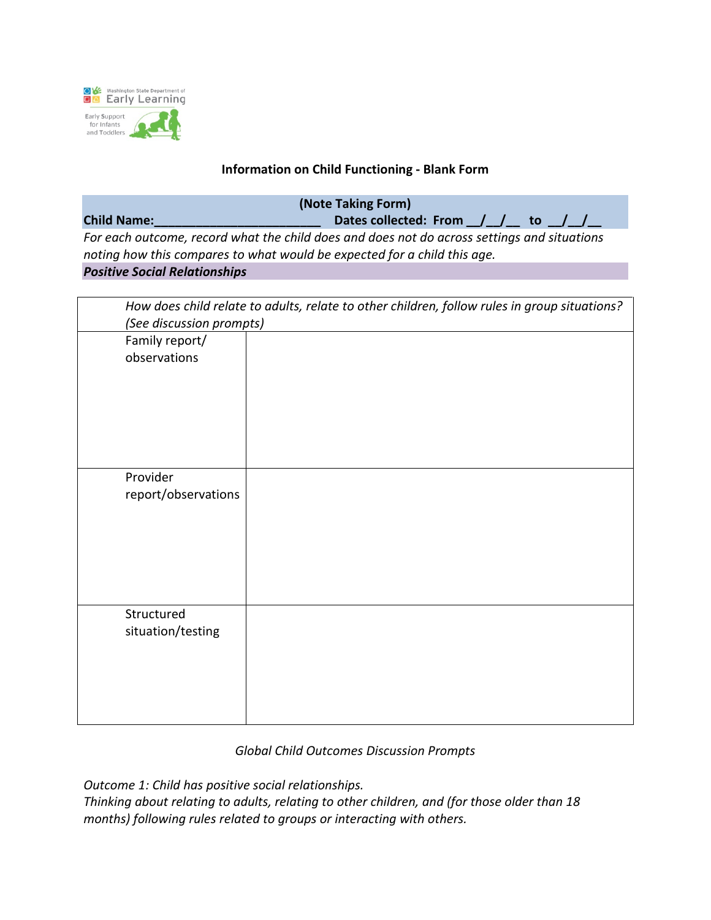Washington State Department of Early Learning
Early Support for Infants and Toddlers

## Information on Child Functioning - Blank Form

**(Note Taking Form)**

**Child Name:_______________________ Dates collected: From __/__/__ to __/__/__**

*For each outcome, record what the child does and does not do across settings and situations noting how this compares to what would be expected for a child this age.*

***Positive Social Relationships***

| *How does child relate to adults, relate to other children, follow rules in group situations? (See discussion prompts)* | |
|---|---|
| Family report/ observations | |
| Provider report/observations | |
| Structured situation/testing | |

*Global Child Outcomes Discussion Prompts*

*Outcome 1: Child has positive social relationships.*
*Thinking about relating to adults, relating to other children, and (for those older than 18 months) following rules related to groups or interacting with others.*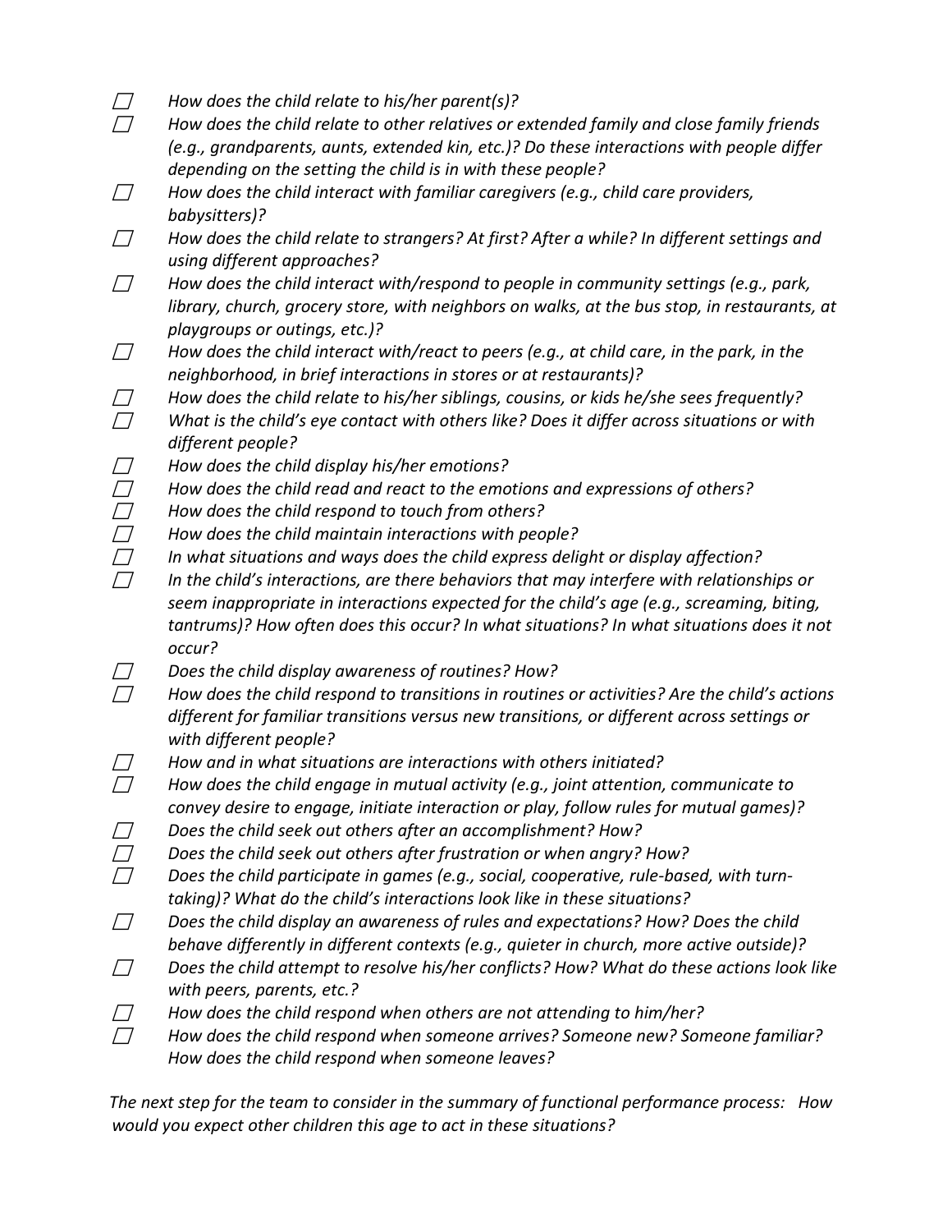- ☐ *How does the child relate to his/her parent(s)?*
- ☐ *How does the child relate to other relatives or extended family and close family friends (e.g., grandparents, aunts, extended kin, etc.)? Do these interactions with people differ depending on the setting the child is in with these people?*
- ☐ *How does the child interact with familiar caregivers (e.g., child care providers, babysitters)?*
- ☐ *How does the child relate to strangers? At first? After a while? In different settings and using different approaches?*
- ☐ *How does the child interact with/respond to people in community settings (e.g., park, library, church, grocery store, with neighbors on walks, at the bus stop, in restaurants, at playgroups or outings, etc.)?*
- ☐ *How does the child interact with/react to peers (e.g., at child care, in the park, in the neighborhood, in brief interactions in stores or at restaurants)?*
- ☐ *How does the child relate to his/her siblings, cousins, or kids he/she sees frequently?*
- ☐ *What is the child's eye contact with others like? Does it differ across situations or with different people?*
- ☐ *How does the child display his/her emotions?*
- ☐ *How does the child read and react to the emotions and expressions of others?*
- ☐ *How does the child respond to touch from others?*
- ☐ *How does the child maintain interactions with people?*
- ☐ *In what situations and ways does the child express delight or display affection?*
- ☐ *In the child's interactions, are there behaviors that may interfere with relationships or seem inappropriate in interactions expected for the child's age (e.g., screaming, biting, tantrums)? How often does this occur? In what situations? In what situations does it not occur?*
- ☐ *Does the child display awareness of routines? How?*
- ☐ *How does the child respond to transitions in routines or activities? Are the child's actions different for familiar transitions versus new transitions, or different across settings or with different people?*
- ☐ *How and in what situations are interactions with others initiated?*
- ☐ *How does the child engage in mutual activity (e.g., joint attention, communicate to convey desire to engage, initiate interaction or play, follow rules for mutual games)?*
- ☐ *Does the child seek out others after an accomplishment? How?*
- ☐ *Does the child seek out others after frustration or when angry? How?*
- ☐ *Does the child participate in games (e.g., social, cooperative, rule-based, with turn-taking)? What do the child's interactions look like in these situations?*
- ☐ *Does the child display an awareness of rules and expectations? How? Does the child behave differently in different contexts (e.g., quieter in church, more active outside)?*
- ☐ *Does the child attempt to resolve his/her conflicts? How? What do these actions look like with peers, parents, etc.?*
- ☐ *How does the child respond when others are not attending to him/her?*
- ☐ *How does the child respond when someone arrives? Someone new? Someone familiar? How does the child respond when someone leaves?*

*The next step for the team to consider in the summary of functional performance process: How would you expect other children this age to act in these situations?*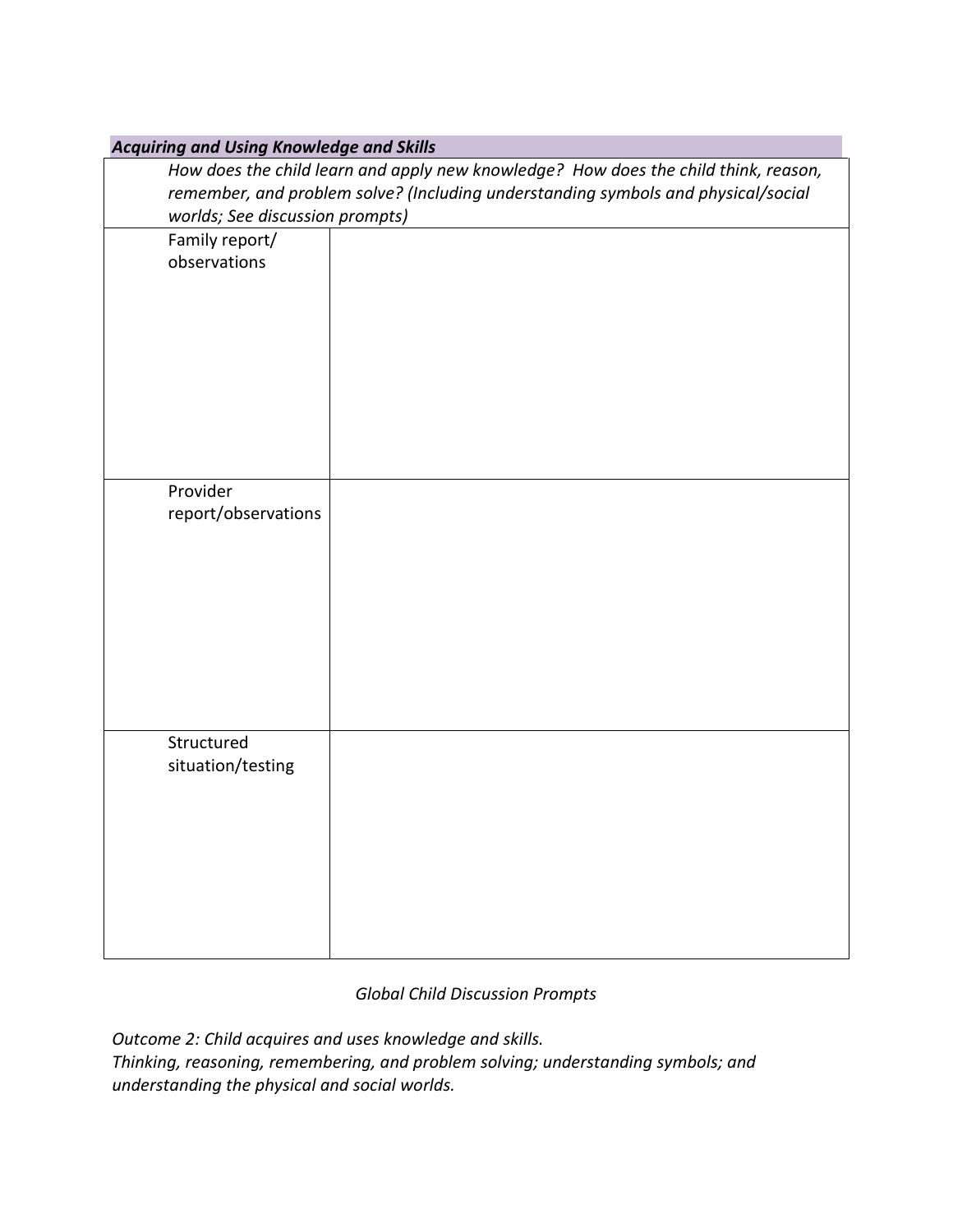| ***Acquiring and Using Knowledge and Skills*** | |
|---|---|
| *How does the child learn and apply new knowledge? How does the child think, reason, remember, and problem solve? (Including understanding symbols and physical/social worlds; See discussion prompts)* | |
| Family report/ observations | |
| Provider report/observations | |
| Structured situation/testing | |

*Global Child Discussion Prompts*

*Outcome 2: Child acquires and uses knowledge and skills.*
*Thinking, reasoning, remembering, and problem solving; understanding symbols; and understanding the physical and social worlds.*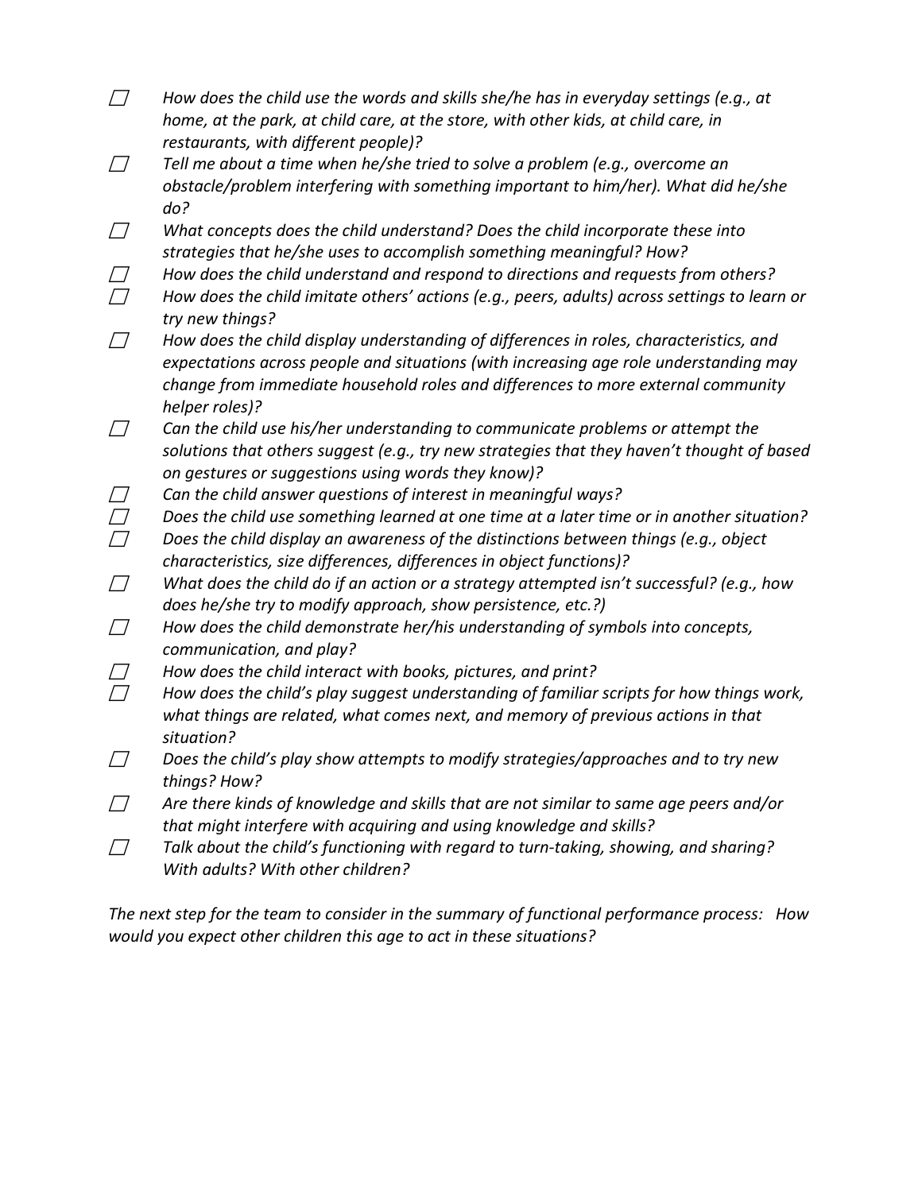- ☐ *How does the child use the words and skills she/he has in everyday settings (e.g., at home, at the park, at child care, at the store, with other kids, at child care, in restaurants, with different people)?*
- ☐ *Tell me about a time when he/she tried to solve a problem (e.g., overcome an obstacle/problem interfering with something important to him/her). What did he/she do?*
- ☐ *What concepts does the child understand? Does the child incorporate these into strategies that he/she uses to accomplish something meaningful? How?*
- ☐ *How does the child understand and respond to directions and requests from others?*
- ☐ *How does the child imitate others' actions (e.g., peers, adults) across settings to learn or try new things?*
- ☐ *How does the child display understanding of differences in roles, characteristics, and expectations across people and situations (with increasing age role understanding may change from immediate household roles and differences to more external community helper roles)?*
- ☐ *Can the child use his/her understanding to communicate problems or attempt the solutions that others suggest (e.g., try new strategies that they haven't thought of based on gestures or suggestions using words they know)?*
- ☐ *Can the child answer questions of interest in meaningful ways?*
- ☐ *Does the child use something learned at one time at a later time or in another situation?*
- ☐ *Does the child display an awareness of the distinctions between things (e.g., object characteristics, size differences, differences in object functions)?*
- ☐ *What does the child do if an action or a strategy attempted isn't successful? (e.g., how does he/she try to modify approach, show persistence, etc.?)*
- ☐ *How does the child demonstrate her/his understanding of symbols into concepts, communication, and play?*
- ☐ *How does the child interact with books, pictures, and print?*
- ☐ *How does the child's play suggest understanding of familiar scripts for how things work, what things are related, what comes next, and memory of previous actions in that situation?*
- ☐ *Does the child's play show attempts to modify strategies/approaches and to try new things? How?*
- ☐ *Are there kinds of knowledge and skills that are not similar to same age peers and/or that might interfere with acquiring and using knowledge and skills?*
- ☐ *Talk about the child's functioning with regard to turn-taking, showing, and sharing? With adults? With other children?*

*The next step for the team to consider in the summary of functional performance process: How would you expect other children this age to act in these situations?*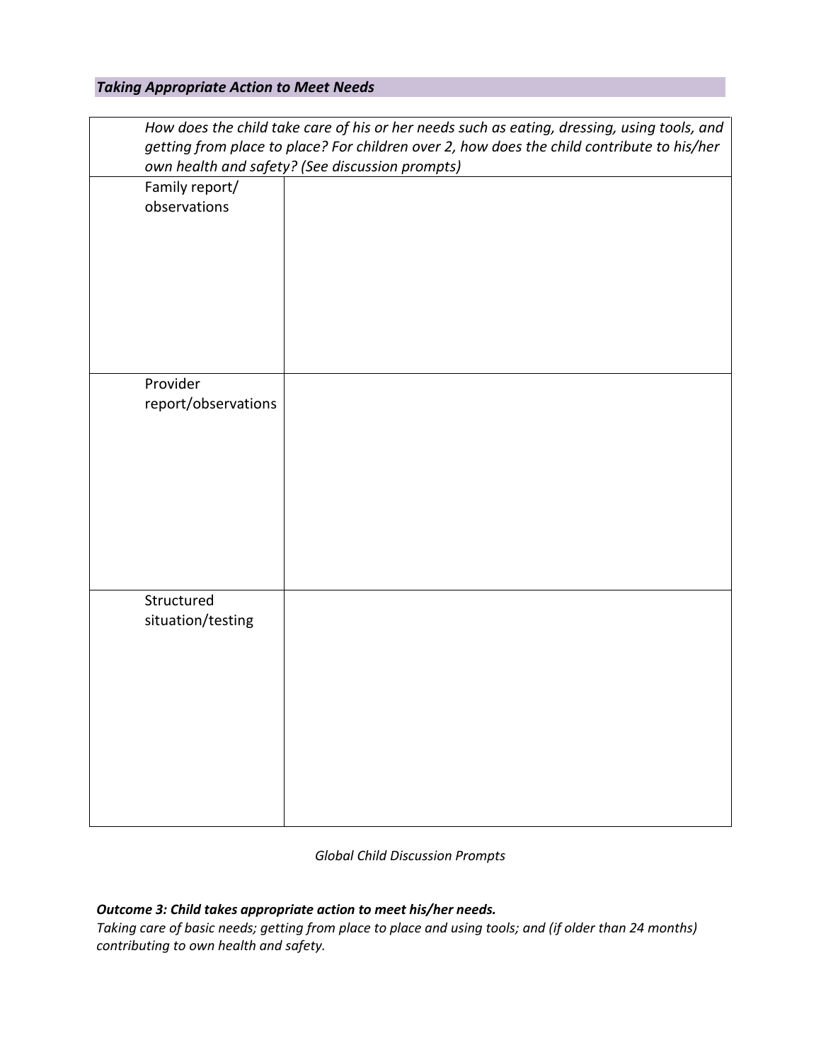### ***Taking Appropriate Action to Meet Needs***

| *How does the child take care of his or her needs such as eating, dressing, using tools, and getting from place to place? For children over 2, how does the child contribute to his/her own health and safety? (See discussion prompts)* | |
|---|---|
| Family report/ observations | |
| Provider report/observations | |
| Structured situation/testing | |

*Global Child Discussion Prompts*

***Outcome 3: Child takes appropriate action to meet his/her needs.***
*Taking care of basic needs; getting from place to place and using tools; and (if older than 24 months) contributing to own health and safety.*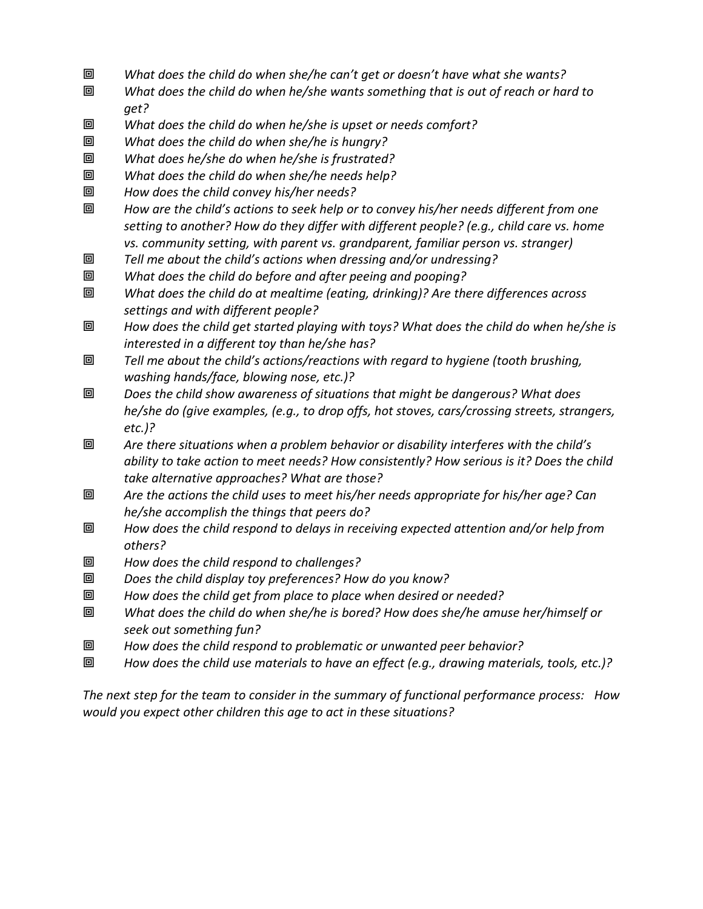- *What does the child do when she/he can't get or doesn't have what she wants?*
- *What does the child do when he/she wants something that is out of reach or hard to get?*
- *What does the child do when he/she is upset or needs comfort?*
- *What does the child do when she/he is hungry?*
- *What does he/she do when he/she is frustrated?*
- *What does the child do when she/he needs help?*
- *How does the child convey his/her needs?*
- *How are the child's actions to seek help or to convey his/her needs different from one setting to another? How do they differ with different people? (e.g., child care vs. home vs. community setting, with parent vs. grandparent, familiar person vs. stranger)*
- *Tell me about the child's actions when dressing and/or undressing?*
- *What does the child do before and after peeing and pooping?*
- *What does the child do at mealtime (eating, drinking)? Are there differences across settings and with different people?*
- *How does the child get started playing with toys? What does the child do when he/she is interested in a different toy than he/she has?*
- *Tell me about the child's actions/reactions with regard to hygiene (tooth brushing, washing hands/face, blowing nose, etc.)?*
- *Does the child show awareness of situations that might be dangerous? What does he/she do (give examples, (e.g., to drop offs, hot stoves, cars/crossing streets, strangers, etc.)?*
- *Are there situations when a problem behavior or disability interferes with the child's ability to take action to meet needs? How consistently? How serious is it? Does the child take alternative approaches? What are those?*
- *Are the actions the child uses to meet his/her needs appropriate for his/her age? Can he/she accomplish the things that peers do?*
- *How does the child respond to delays in receiving expected attention and/or help from others?*
- *How does the child respond to challenges?*
- *Does the child display toy preferences? How do you know?*
- *How does the child get from place to place when desired or needed?*
- *What does the child do when she/he is bored? How does she/he amuse her/himself or seek out something fun?*
- *How does the child respond to problematic or unwanted peer behavior?*
- *How does the child use materials to have an effect (e.g., drawing materials, tools, etc.)?*

*The next step for the team to consider in the summary of functional performance process: How would you expect other children this age to act in these situations?*